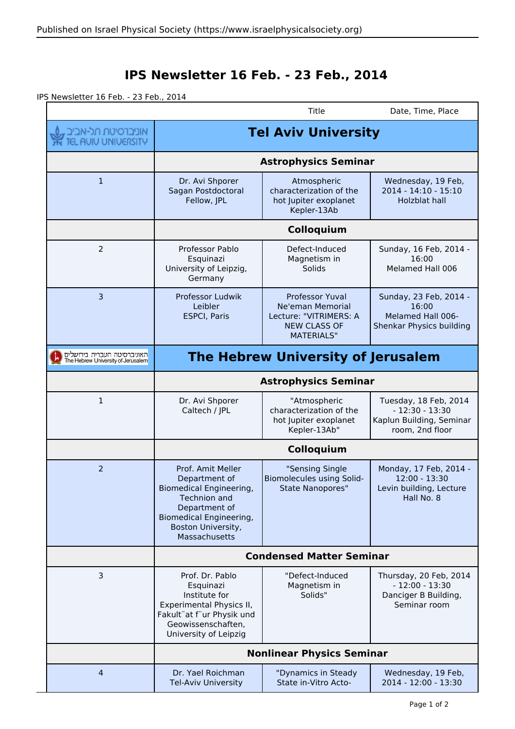# IPS Newsletter 16 Feb. - 23 Feb., 2014

IPS Newsletter 16 Feb. - 23 Feb., 2014

| | | Title | Date, Time, Place |
|---|---|---|---|
| אוניברסיטת תל-אביב TEL AVIV UNIVERSITY | **Tel Aviv University** | | |
| | **Astrophysics Seminar** | | |
| 1 | Dr. Avi Shporer Sagan Postdoctoral Fellow, JPL | Atmospheric characterization of the hot Jupiter exoplanet Kepler-13Ab | Wednesday, 19 Feb, 2014 - 14:10 - 15:10 Holzblat hall |
| | **Colloquium** | | |
| 2 | Professor Pablo Esquinazi University of Leipzig, Germany | Defect-Induced Magnetism in Solids | Sunday, 16 Feb, 2014 - 16:00 Melamed Hall 006 |
| 3 | Professor Ludwik Leibler ESPCI, Paris | Professor Yuval Ne'eman Memorial Lecture: "VITRIMERS: A NEW CLASS OF MATERIALS" | Sunday, 23 Feb, 2014 - 16:00 Melamed Hall 006- Shenkar Physics building |
| האוניברסיטה העברית בירושלים The Hebrew University of Jerusalem | **The Hebrew University of Jerusalem** | | |
| | **Astrophysics Seminar** | | |
| 1 | Dr. Avi Shporer Caltech / JPL | "Atmospheric characterization of the hot Jupiter exoplanet Kepler-13Ab" | Tuesday, 18 Feb, 2014 - 12:30 - 13:30 Kaplun Building, Seminar room, 2nd floor |
| | **Colloquium** | | |
| 2 | Prof. Amit Meller Department of Biomedical Engineering, Technion and Department of Biomedical Engineering, Boston University, Massachusetts | "Sensing Single Biomolecules using Solid-State Nanopores" | Monday, 17 Feb, 2014 - 12:00 - 13:30 Levin building, Lecture Hall No. 8 |
| | **Condensed Matter Seminar** | | |
| 3 | Prof. Dr. Pablo Esquinazi Institute for Experimental Physics II, Fakult¨at f¨ur Physik und Geowissenschaften, University of Leipzig | "Defect-Induced Magnetism in Solids" | Thursday, 20 Feb, 2014 - 12:00 - 13:30 Danciger B Building, Seminar room |
| | **Nonlinear Physics Seminar** | | |
| 4 | Dr. Yael Roichman Tel-Aviv University | "Dynamics in Steady State in-Vitro Acto- | Wednesday, 19 Feb, 2014 - 12:00 - 13:30 |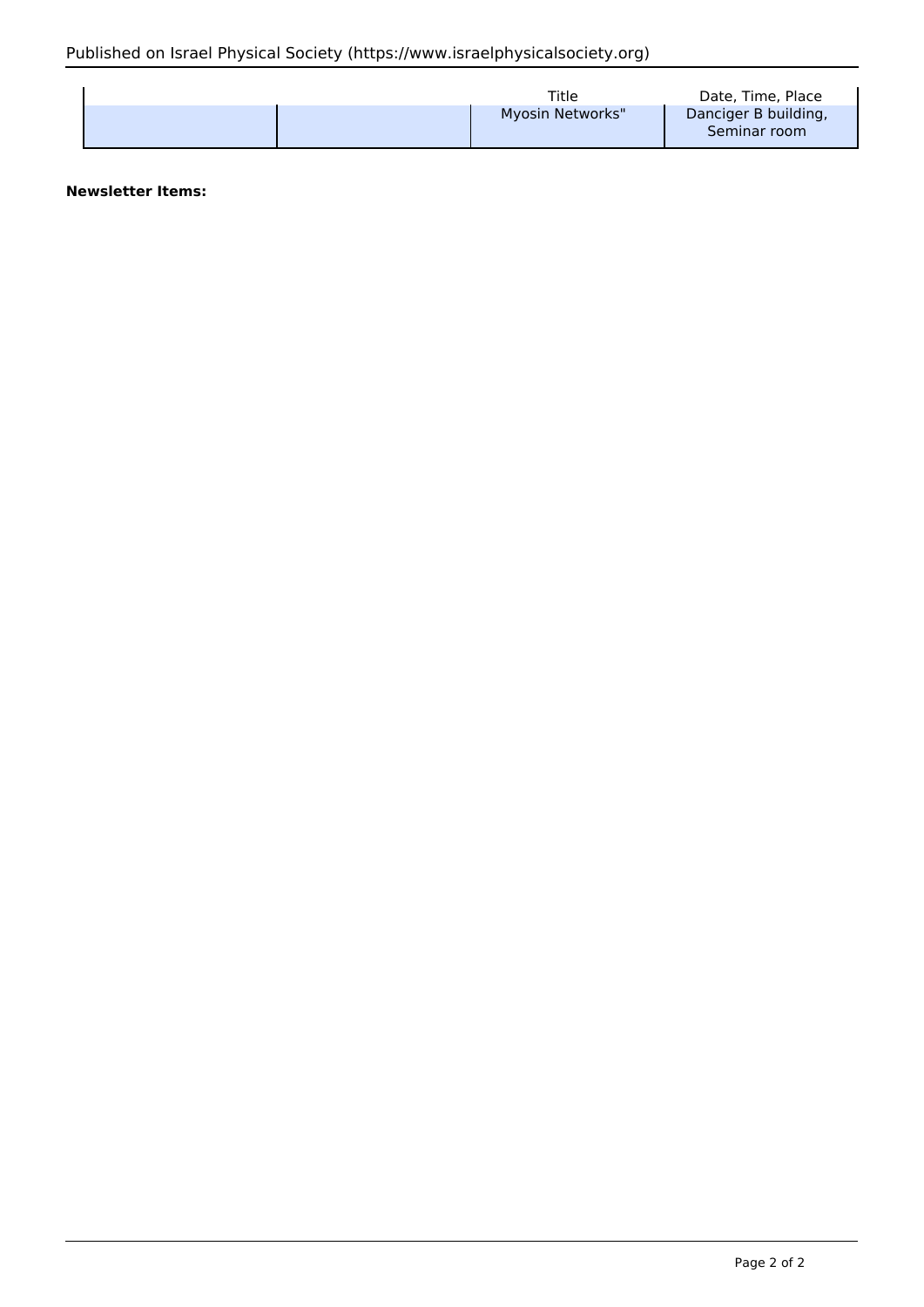| | | Title | Date, Time, Place |
|---|---|---|---|
| | | Myosin Networks" | Danciger B building, Seminar room |

**Newsletter Items:**